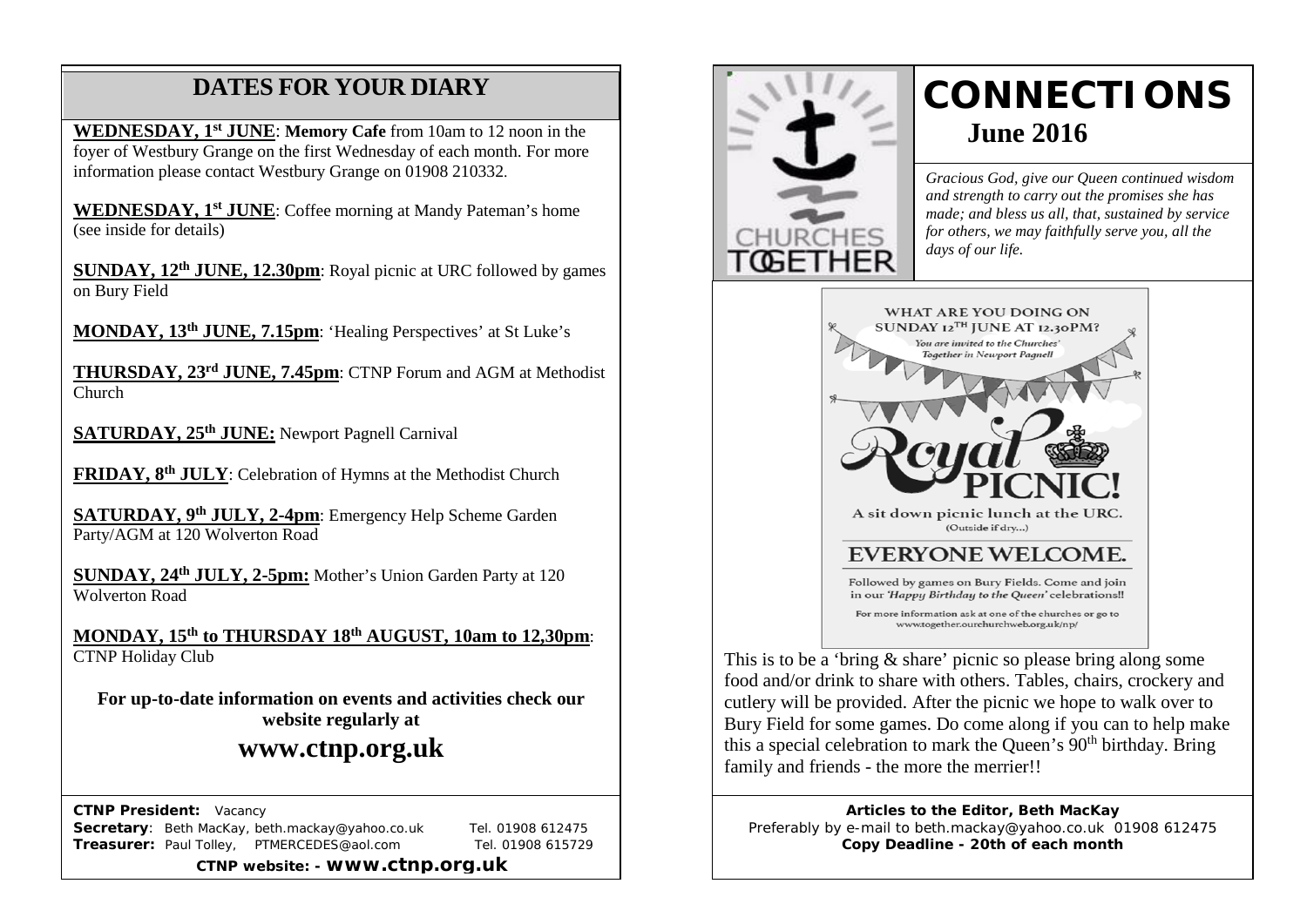## DATES FOR YOUR DIARY

**WEDNESDAY, 1st JUNE**: **Memory Cafe** from 10am to 12 noon in the foyer of Westbury Grange on the first Wednesday of each month. For more information please contact Westbury Grange on 01908 210332.

**WEDNESDAY, 1st JUNE**: Coffee morning at Mandy Pateman's home (see inside for details)

**SUNDAY, 12th JUNE, 12.30pm**: Royal picnic at URC followed by games on Bury Field

**MONDAY, 13th JUNE, 7.15pm**: 'Healing Perspectives' at St Luke's

**THURSDAY, 23rd JUNE, 7.45pm**: CTNP Forum and AGM at Methodist Church

**SATURDAY, 25th JUNE:** Newport Pagnell Carnival

**FRIDAY, 8th JULY**: Celebration of Hymns at the Methodist Church

**SATURDAY, 9th JULY, 2-4pm**: Emergency Help Scheme Garden Party/AGM at 120 Wolverton Road

**SUNDAY, 24th JULY, 2-5pm:** Mother's Union Garden Party at 120 Wolverton Road

**MONDAY, 15th to THURSDAY 18th AUGUST, 10am to 12,30pm**: CTNP Holiday Club

**For up-to-date information on events and activities check our website regularly at**

## www.ctnp.org.uk

**CTNP President:** Vacancy
**Secretary**: Beth MacKay, beth.mackay@yahoo.co.uk Tel. 01908 612475
**Treasurer:** Paul Tolley, PTMERCEDES@aol.com Tel. 01908 615729

**CTNP website: - www.ctnp.org.uk**

# CONNECTIONS

## June 2016

*Gracious God, give our Queen continued wisdom and strength to carry out the promises she has made; and bless us all, that, sustained by service for others, we may faithfully serve you, all the days of our life.*

WHAT ARE YOU DOING ON SUNDAY 12TH JUNE AT 12.30PM?

*You are invited to the Churches' Together in Newport Pagnell*

Royal PICNIC!

A sit down picnic lunch at the URC. (Outside if dry...)

EVERYONE WELCOME.

Followed by games on Bury Fields. Come and join in our *'Happy Birthday to the Queen'* celebrations!!

For more information ask at one of the churches or go to www.together.ourchurchweb.org.uk/np/

This is to be a 'bring & share' picnic so please bring along some food and/or drink to share with others. Tables, chairs, crockery and cutlery will be provided. After the picnic we hope to walk over to Bury Field for some games. Do come along if you can to help make this a special celebration to mark the Queen's 90th birthday. Bring family and friends - the more the merrier!!

**Articles to the Editor, Beth MacKay**
Preferably by e-mail to beth.mackay@yahoo.co.uk 01908 612475
**Copy Deadline - 20th of each month**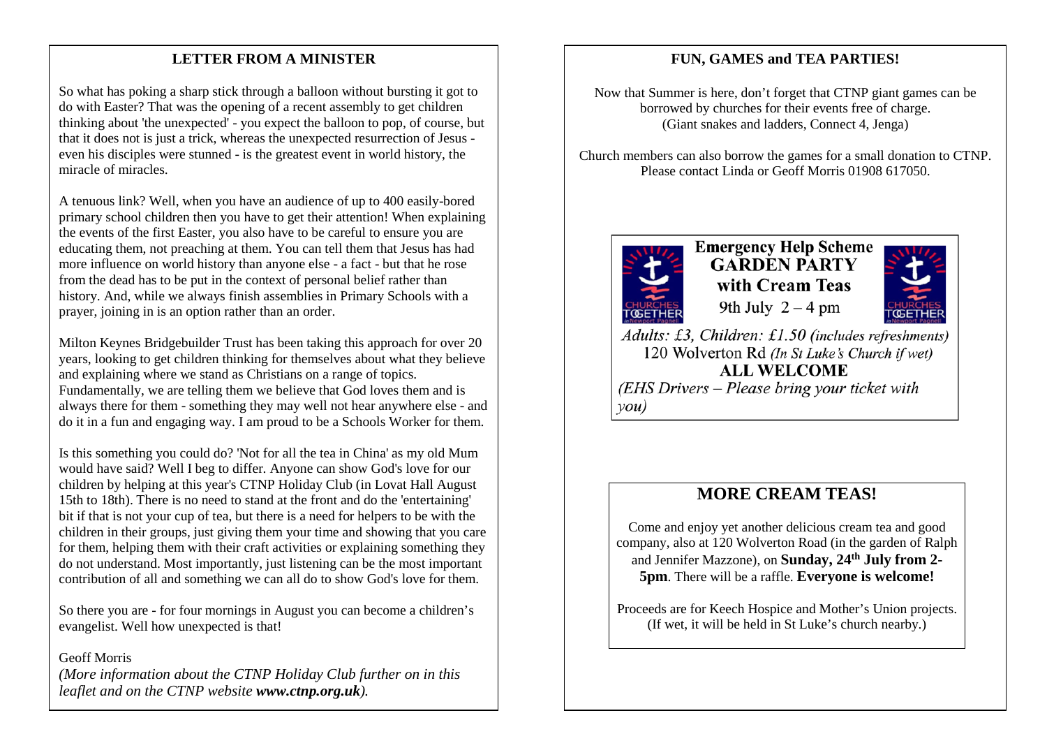## LETTER FROM A MINISTER

So what has poking a sharp stick through a balloon without bursting it got to do with Easter? That was the opening of a recent assembly to get children thinking about 'the unexpected' - you expect the balloon to pop, of course, but that it does not is just a trick, whereas the unexpected resurrection of Jesus - even his disciples were stunned - is the greatest event in world history, the miracle of miracles.

A tenuous link? Well, when you have an audience of up to 400 easily-bored primary school children then you have to get their attention! When explaining the events of the first Easter, you also have to be careful to ensure you are educating them, not preaching at them. You can tell them that Jesus has had more influence on world history than anyone else - a fact - but that he rose from the dead has to be put in the context of personal belief rather than history. And, while we always finish assemblies in Primary Schools with a prayer, joining in is an option rather than an order.

Milton Keynes Bridgebuilder Trust has been taking this approach for over 20 years, looking to get children thinking for themselves about what they believe and explaining where we stand as Christians on a range of topics. Fundamentally, we are telling them we believe that God loves them and is always there for them - something they may well not hear anywhere else - and do it in a fun and engaging way. I am proud to be a Schools Worker for them.

Is this something you could do? 'Not for all the tea in China' as my old Mum would have said? Well I beg to differ. Anyone can show God's love for our children by helping at this year's CTNP Holiday Club (in Lovat Hall August 15th to 18th). There is no need to stand at the front and do the 'entertaining' bit if that is not your cup of tea, but there is a need for helpers to be with the children in their groups, just giving them your time and showing that you care for them, helping them with their craft activities or explaining something they do not understand. Most importantly, just listening can be the most important contribution of all and something we can all do to show God's love for them.

So there you are - for four mornings in August you can become a children's evangelist. Well how unexpected is that!

Geoff Morris

*(More information about the CTNP Holiday Club further on in this leaflet and on the CTNP website **www.ctnp.org.uk**).*

## FUN, GAMES and TEA PARTIES!

Now that Summer is here, don't forget that CTNP giant games can be borrowed by churches for their events free of charge.
(Giant snakes and ladders, Connect 4, Jenga)

Church members can also borrow the games for a small donation to CTNP.
Please contact Linda or Geoff Morris 01908 617050.

**Emergency Help Scheme**
**GARDEN PARTY**
**with Cream Teas**
9th July 2 – 4 pm

*Adults: £3, Children: £1.50 (includes refreshments)*
120 Wolverton Rd *(In St Luke's Church if wet)*
**ALL WELCOME**
*(EHS Drivers – Please bring your ticket with you)*

## MORE CREAM TEAS!

Come and enjoy yet another delicious cream tea and good company, also at 120 Wolverton Road (in the garden of Ralph and Jennifer Mazzone), on **Sunday, 24th July from 2-5pm**. There will be a raffle. **Everyone is welcome!**

Proceeds are for Keech Hospice and Mother's Union projects.
(If wet, it will be held in St Luke's church nearby.)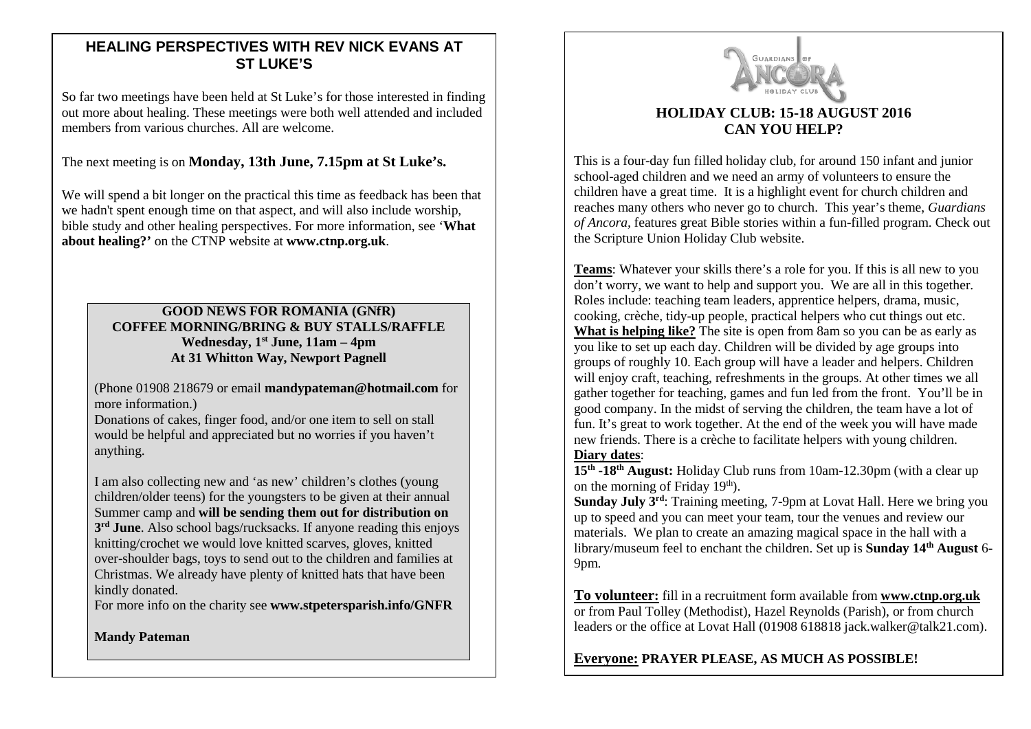## HEALING PERSPECTIVES WITH REV NICK EVANS AT ST LUKE'S

So far two meetings have been held at St Luke's for those interested in finding out more about healing. These meetings were both well attended and included members from various churches. All are welcome.

The next meeting is on **Monday, 13th June, 7.15pm at St Luke's.**

We will spend a bit longer on the practical this time as feedback has been that we hadn't spent enough time on that aspect, and will also include worship, bible study and other healing perspectives. For more information, see '**What about healing?'** on the CTNP website at **www.ctnp.org.uk**.

### GOOD NEWS FOR ROMANIA (GNfR)
### COFFEE MORNING/BRING & BUY STALLS/RAFFLE

**Wednesday, 1st June, 11am – 4pm**
**At 31 Whitton Way, Newport Pagnell**

(Phone 01908 218679 or email **mandypateman@hotmail.com** for more information.)

Donations of cakes, finger food, and/or one item to sell on stall would be helpful and appreciated but no worries if you haven't anything.

I am also collecting new and 'as new' children's clothes (young children/older teens) for the youngsters to be given at their annual Summer camp and **will be sending them out for distribution on 3rd June**. Also school bags/rucksacks. If anyone reading this enjoys knitting/crochet we would love knitted scarves, gloves, knitted over-shoulder bags, toys to send out to the children and families at Christmas. We already have plenty of knitted hats that have been kindly donated.

For more info on the charity see **www.stpetersparish.info/GNFR**

**Mandy Pateman**

## HOLIDAY CLUB: 15-18 AUGUST 2016
## CAN YOU HELP?

This is a four-day fun filled holiday club, for around 150 infant and junior school-aged children and we need an army of volunteers to ensure the children have a great time. It is a highlight event for church children and reaches many others who never go to church. This year's theme, *Guardians of Ancora,* features great Bible stories within a fun-filled program. Check out the Scripture Union Holiday Club website.

**Teams**: Whatever your skills there's a role for you. If this is all new to you don't worry, we want to help and support you. We are all in this together. Roles include: teaching team leaders, apprentice helpers, drama, music, cooking, crèche, tidy-up people, practical helpers who cut things out etc.

**What is helping like?** The site is open from 8am so you can be as early as you like to set up each day. Children will be divided by age groups into groups of roughly 10. Each group will have a leader and helpers. Children will enjoy craft, teaching, refreshments in the groups. At other times we all gather together for teaching, games and fun led from the front. You'll be in good company. In the midst of serving the children, the team have a lot of fun. It's great to work together. At the end of the week you will have made new friends. There is a crèche to facilitate helpers with young children.

**Diary dates**:

**15th -18th August:** Holiday Club runs from 10am-12.30pm (with a clear up on the morning of Friday 19th).

**Sunday July 3rd**: Training meeting, 7-9pm at Lovat Hall. Here we bring you up to speed and you can meet your team, tour the venues and review our materials. We plan to create an amazing magical space in the hall with a library/museum feel to enchant the children. Set up is **Sunday 14th August** 6-9pm.

**To volunteer:** fill in a recruitment form available from **www.ctnp.org.uk** or from Paul Tolley (Methodist), Hazel Reynolds (Parish), or from church leaders or the office at Lovat Hall (01908 618818 jack.walker@talk21.com).

**Everyone: PRAYER PLEASE, AS MUCH AS POSSIBLE!**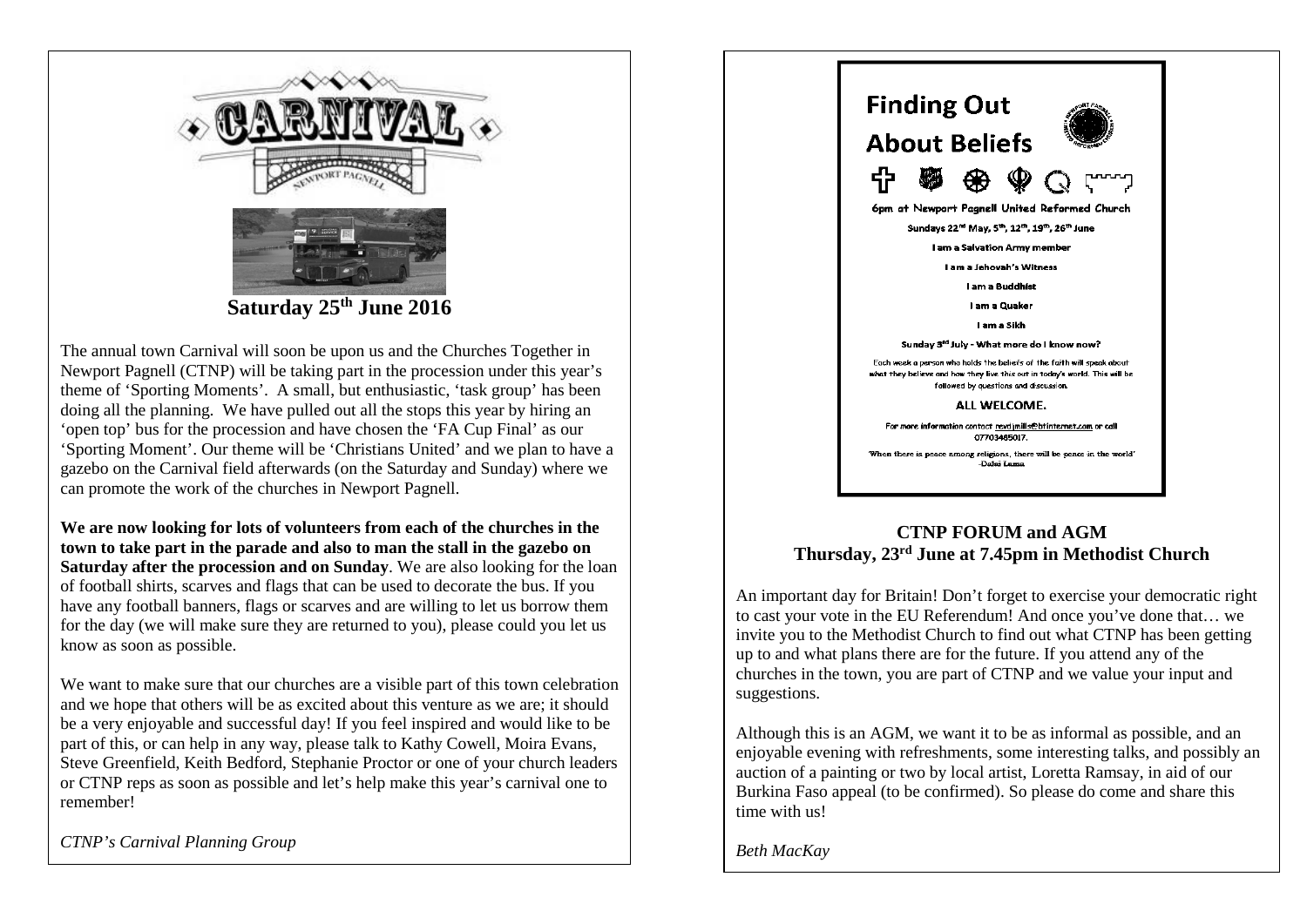CARNIVAL

NEWPORT PAGNELL

**Saturday 25th June 2016**

The annual town Carnival will soon be upon us and the Churches Together in Newport Pagnell (CTNP) will be taking part in the procession under this year's theme of 'Sporting Moments'. A small, but enthusiastic, 'task group' has been doing all the planning. We have pulled out all the stops this year by hiring an 'open top' bus for the procession and have chosen the 'FA Cup Final' as our 'Sporting Moment'. Our theme will be 'Christians United' and we plan to have a gazebo on the Carnival field afterwards (on the Saturday and Sunday) where we can promote the work of the churches in Newport Pagnell.

**We are now looking for lots of volunteers from each of the churches in the town to take part in the parade and also to man the stall in the gazebo on Saturday after the procession and on Sunday**. We are also looking for the loan of football shirts, scarves and flags that can be used to decorate the bus. If you have any football banners, flags or scarves and are willing to let us borrow them for the day (we will make sure they are returned to you), please could you let us know as soon as possible.

We want to make sure that our churches are a visible part of this town celebration and we hope that others will be as excited about this venture as we are; it should be a very enjoyable and successful day! If you feel inspired and would like to be part of this, or can help in any way, please talk to Kathy Cowell, Moira Evans, Steve Greenfield, Keith Bedford, Stephanie Proctor or one of your church leaders or CTNP reps as soon as possible and let's help make this year's carnival one to remember!

*CTNP's Carnival Planning Group*

## Finding Out About Beliefs

6pm at Newport Pagnell United Reformed Church

Sundays 22nd May, 5th, 12th, 19th, 26th June

I am a Salvation Army member

I am a Jehovah's Witness

I am a Buddhist

I am a Quaker

I am a Sikh

Sunday 3rd July - What more do I know now?

Each week a person who holds the beliefs of the faith will speak about what they believe and how they live this out in today's world. This will be followed by questions and discussion.

ALL WELCOME.

For more information contact revdjmills@btinternet.com or call 07703485017.

'When there is peace among religions, there will be peace in the world' -Dalai Lama

### CTNP FORUM and AGM
### Thursday, 23rd June at 7.45pm in Methodist Church

An important day for Britain! Don't forget to exercise your democratic right to cast your vote in the EU Referendum! And once you've done that… we invite you to the Methodist Church to find out what CTNP has been getting up to and what plans there are for the future. If you attend any of the churches in the town, you are part of CTNP and we value your input and suggestions.

Although this is an AGM, we want it to be as informal as possible, and an enjoyable evening with refreshments, some interesting talks, and possibly an auction of a painting or two by local artist, Loretta Ramsay, in aid of our Burkina Faso appeal (to be confirmed). So please do come and share this time with us!

*Beth MacKay*